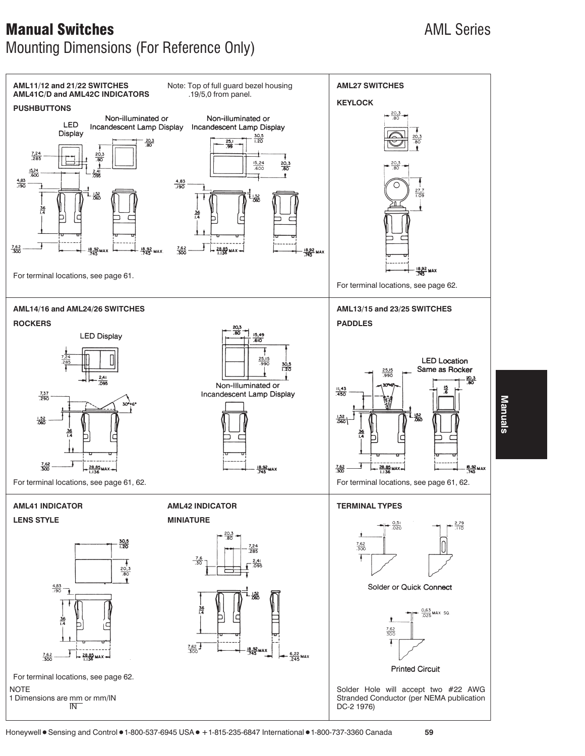# Manual Switches

AML Series

## Mounting Dimensions (For Reference Only)

### AML11/12 and 21/22 SWITCHES
### AML41C/D and AML42C INDICATORS

Note: Top of full guard bezel housing .19/5,0 from panel.

**PUSHBUTTONS**

LED Display

Non-illuminated or Incandescent Lamp Display

Non-illuminated or Incandescent Lamp Display

For terminal locations, see page 61.

### AML27 SWITCHES

**KEYLOCK**

For terminal locations, see page 62.

### AML14/16 and AML24/26 SWITCHES

**ROCKERS**

LED Display

Non-Illuminated or Incandescent Lamp Display

For terminal locations, see page 61, 62.

### AML13/15 and 23/25 SWITCHES

**PADDLES**

LED Location Same as Rocker

For terminal locations, see page 61, 62.

### AML41 INDICATOR

**LENS STYLE**

For terminal locations, see page 62.

### AML42 INDICATOR

**MINIATURE**

### TERMINAL TYPES

Solder or Quick Connect

Printed Circuit

Solder Hole will accept two #22 AWG Stranded Conductor (per NEMA publication DC-2 1976)

NOTE
1 Dimensions are mm or mm/IN

Manuals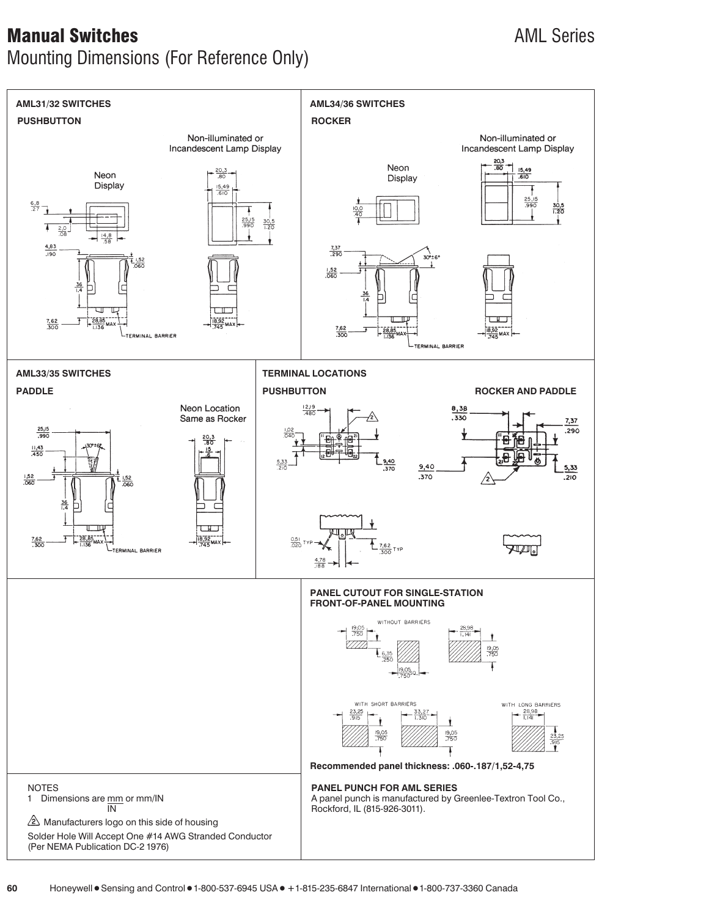# Manual Switches

AML Series

## Mounting Dimensions (For Reference Only)

### AML31/32 SWITCHES

**PUSHBUTTON**

Non-illuminated or Incandescent Lamp Display

Neon Display

TERMINAL BARRIER

### AML34/36 SWITCHES

**ROCKER**

Non-illuminated or Incandescent Lamp Display

Neon Display

TERMINAL BARRIER

### AML33/35 SWITCHES

**PADDLE**

Neon Location Same as Rocker

TERMINAL BARRIER

### TERMINAL LOCATIONS

**PUSHBUTTON**

**ROCKER AND PADDLE**

### PANEL CUTOUT FOR SINGLE-STATION FRONT-OF-PANEL MOUNTING

WITHOUT BARRIERS

WITH SHORT BARRIERS

WITH LONG BARRIERS

**Recommended panel thickness: .060-.187/1,52-4,75**

NOTES

1 Dimensions are mm or mm/IN

2 Manufacturers logo on this side of housing

Solder Hole Will Accept One #14 AWG Stranded Conductor (Per NEMA Publication DC-2 1976)

**PANEL PUNCH FOR AML SERIES**

A panel punch is manufactured by Greenlee-Textron Tool Co., Rockford, IL (815-926-3011).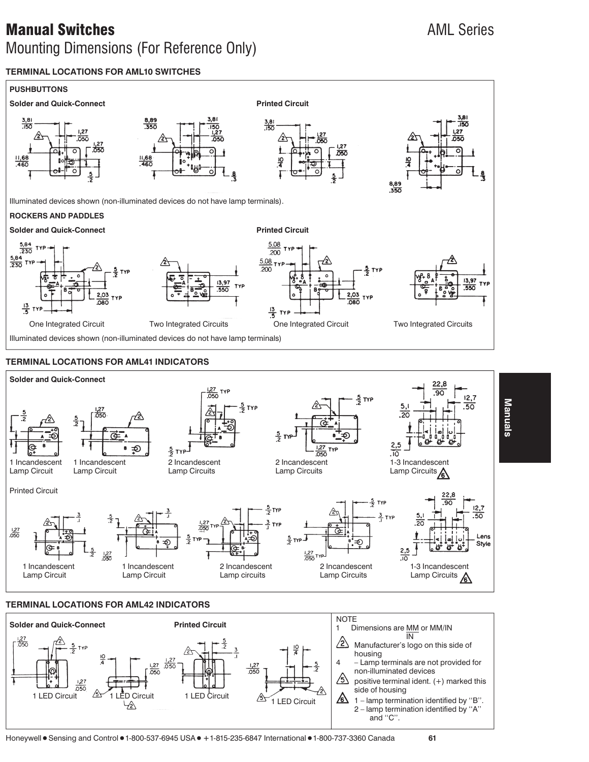# Manual Switches

AML Series

## Mounting Dimensions (For Reference Only)

### TERMINAL LOCATIONS FOR AML10 SWITCHES

**PUSHBUTTONS**

**Solder and Quick-Connect**

**Printed Circuit**

Illuminated devices shown (non-illuminated devices do not have lamp terminals).

**ROCKERS AND PADDLES**

**Solder and Quick-Connect**

**Printed Circuit**

One Integrated Circuit

Two Integrated Circuits

One Integrated Circuit

Two Integrated Circuits

Illuminated devices shown (non-illuminated devices do not have lamp terminals)

### TERMINAL LOCATIONS FOR AML41 INDICATORS

**Solder and Quick-Connect**

1 Incandescent Lamp Circuit

1 Incandescent Lamp Circuit

2 Incandescent Lamp Circuits

2 Incandescent Lamp Circuits

1-3 Incandescent Lamp Circuits 6

Printed Circuit

1 Incandescent Lamp Circuit

1 Incandescent Lamp Circuit

2 Incandescent Lamp circuits

2 Incandescent Lamp Circuits

1-3 Incandescent Lamp Circuits 6

### TERMINAL LOCATIONS FOR AML42 INDICATORS

**Solder and Quick-Connect**

**Printed Circuit**

1 LED Circuit

1 LED Circuit

1 LED Circuit

1 LED Circuit

NOTE

1 Dimensions are MM or MM/IN

2 Manufacturer's logo on this side of housing

4 – Lamp terminals are not provided for non-illuminated devices

5 positive terminal ident. (+) marked this side of housing

6 1 – lamp termination identified by "B". 2 – lamp termination identified by "A" and "C".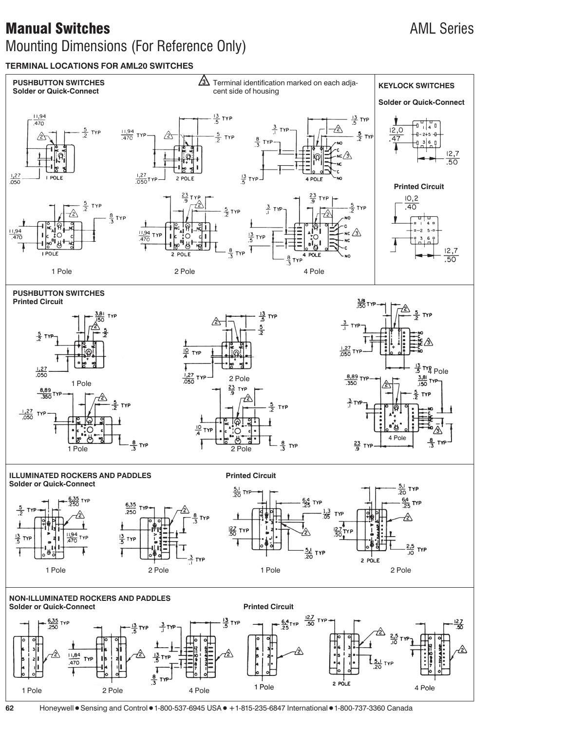# Manual Switches

AML Series

## Mounting Dimensions (For Reference Only)

**TERMINAL LOCATIONS FOR AML20 SWITCHES**

**PUSHBUTTON SWITCHES**
**Solder or Quick-Connect**

3 Terminal identification marked on each adjacent side of housing

1 Pole

2 Pole

4 Pole

**KEYLOCK SWITCHES**

**Solder or Quick-Connect**

**Printed Circuit**

**PUSHBUTTON SWITCHES**
**Printed Circuit**

1 Pole

2 Pole

4 Pole

1 Pole

2 Pole

4 Pole

**ILLUMINATED ROCKERS AND PADDLES**
**Solder or Quick-Connect**

1 Pole

2 Pole

**Printed Circuit**

1 Pole

2 Pole

**NON-ILLUMINATED ROCKERS AND PADDLES**
**Solder or Quick-Connect**

1 Pole

2 Pole

4 Pole

**Printed Circuit**

1 Pole

2 Pole

4 Pole

Honeywell • Sensing and Control • 1-800-537-6945 USA • +1-815-235-6847 International • 1-800-737-3360 Canada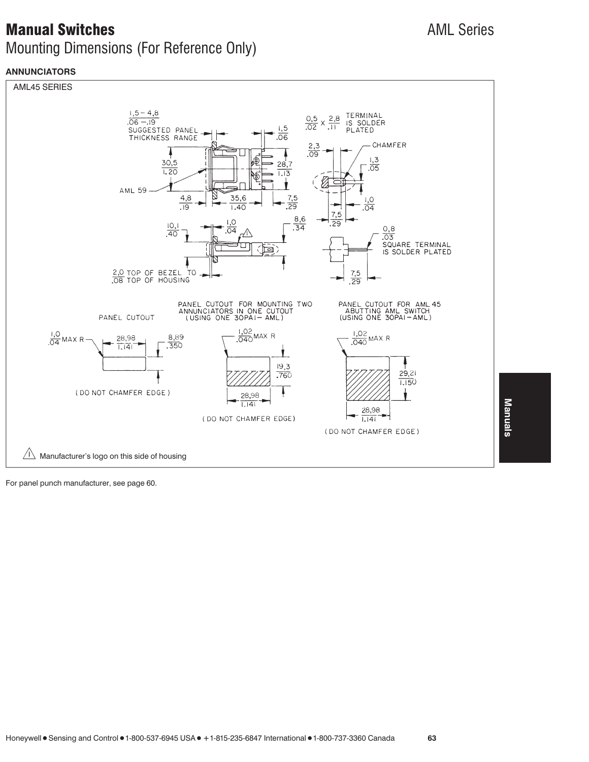# Manual Switches

AML Series

## Mounting Dimensions (For Reference Only)

### ANNUNCIATORS

AML45 SERIES

1,5 – 4,8 / .06 – .19 SUGGESTED PANEL THICKNESS RANGE

1,5 / .06

0,5 / .02 X 2,8 / .11 TERMINAL IS SOLDER PLATED

2,3 / .09

CHAMFER

30,5 / 1.20

28,7 / 1.13

1,3 / .05

AML 59

4,8 / .19

35,6 / 1.40

7,5 / .29

1,0 / .04

7,5 / .29

8,6 / .34

10,1 / .40

1,0 / .04

0,8 / .03 SQUARE TERMINAL IS SOLDER PLATED

2,0 / .08 TOP OF BEZEL TO TOP OF HOUSING

7,5 / .29

PANEL CUTOUT

1,0 / .04 MAX R

28,98 / 1.141

8,89 / .350

(DO NOT CHAMFER EDGE)

PANEL CUTOUT FOR MOUNTING TWO ANNUNCIATORS IN ONE CUTOUT (USING ONE 30PA1– AML)

1,02 / .040 MAX R

19,3 / .760

28,98 / 1.141

(DO NOT CHAMFER EDGE)

PANEL CUTOUT FOR AML 45 ABUTTING AML SWITCH (USING ONE 30PA1 – AML)

1,02 / .040 MAX R

29,21 / 1.150

28,98 / 1.141

(DO NOT CHAMFER EDGE)

⚠ Manufacturer's logo on this side of housing

For panel punch manufacturer, see page 60.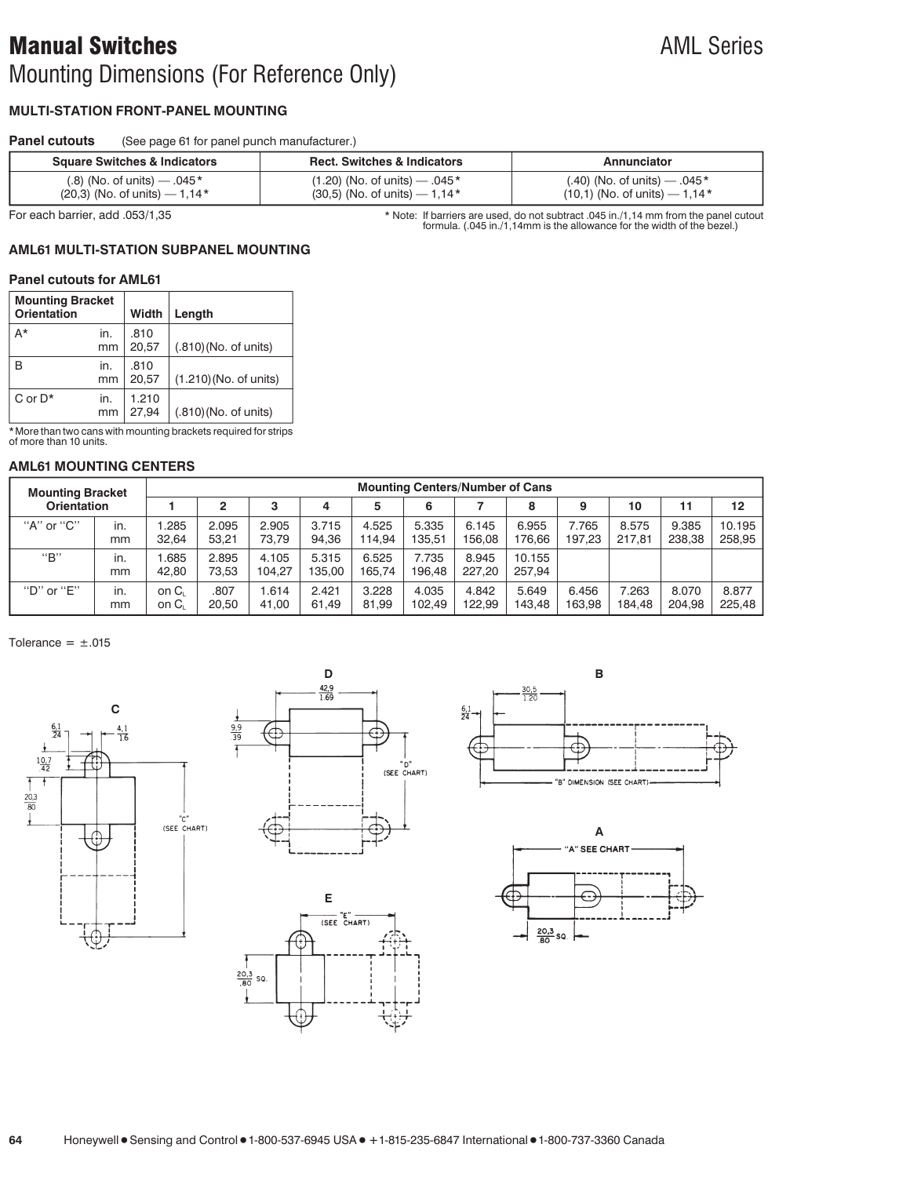# Manual Switches

AML Series

## Mounting Dimensions (For Reference Only)

### MULTI-STATION FRONT-PANEL MOUNTING

**Panel cutouts** (See page 61 for panel punch manufacturer.)

| Square Switches & Indicators | Rect. Switches & Indicators | Annunciator |
|---|---|---|
| (.8) (No. of units) — .045*<br>(20,3) (No. of units) — 1,14* | (1.20) (No. of units) — .045*<br>(30,5) (No. of units) — 1,14* | (.40) (No. of units) — .045*<br>(10,1) (No. of units) — 1,14* |

For each barrier, add .053/1,35

* Note: If barriers are used, do not subtract .045 in./1,14 mm from the panel cutout formula. (.045 in./1,14mm is the allowance for the width of the bezel.)

### AML61 MULTI-STATION SUBPANEL MOUNTING

**Panel cutouts for AML61**

| Mounting Bracket Orientation | | Width | Length |
|---|---|---|---|
| A* | in.<br>mm | .810<br>20,57 | (.810)(No. of units) |
| B | in.<br>mm | .810<br>20,57 | (1.210)(No. of units) |
| C or D* | in.<br>mm | 1.210<br>27,94 | (.810)(No. of units) |

*More than two cans with mounting brackets required for strips of more than 10 units.

### AML61 MOUNTING CENTERS

| Mounting Bracket Orientation | | Mounting Centers/Number of Cans | | | | | | | | | | | |
|---|---|---|---|---|---|---|---|---|---|---|---|---|---|
| | | 1 | 2 | 3 | 4 | 5 | 6 | 7 | 8 | 9 | 10 | 11 | 12 |
| "A" or "C" | in. | 1.285 | 2.095 | 2.905 | 3.715 | 4.525 | 5.335 | 6.145 | 6.955 | 7.765 | 8.575 | 9.385 | 10.195 |
| | mm | 32,64 | 53,21 | 73,79 | 94,36 | 114,94 | 135,51 | 156,08 | 176,66 | 197,23 | 217,81 | 238,38 | 258,95 |
| "B" | in. | 1.685 | 2.895 | 4.105 | 5.315 | 6.525 | 7.735 | 8.945 | 10.155 | | | | |
| | mm | 42,80 | 73,53 | 104,27 | 135,00 | 165,74 | 196,48 | 227,20 | 257,94 | | | | |
| "D" or "E" | in. | on $C_L$ | .807 | 1.614 | 2.421 | 3.228 | 4.035 | 4.842 | 5.649 | 6.456 | 7.263 | 8.070 | 8.877 |
| | mm | on $C_L$ | 20,50 | 41,00 | 61,49 | 81,99 | 102,49 | 122,99 | 143,48 | 163,98 | 184,48 | 204,98 | 225,48 |

Tolerance = ±.015

**C**

6,1/.24 — 4,1/.16 — 10,7/.42 — 20,3/.80 — "C" (SEE CHART)

**D**

42,9/1.69 — 9,9/.39 — "D" (SEE CHART)

**B**

30,5/1.20 — 6,1/.24 — "B" DIMENSION (SEE CHART)

**A**

"A" SEE CHART — 20,3/.80 SQ.

**E**

"E" (SEE CHART) — 20,3/.80 SQ.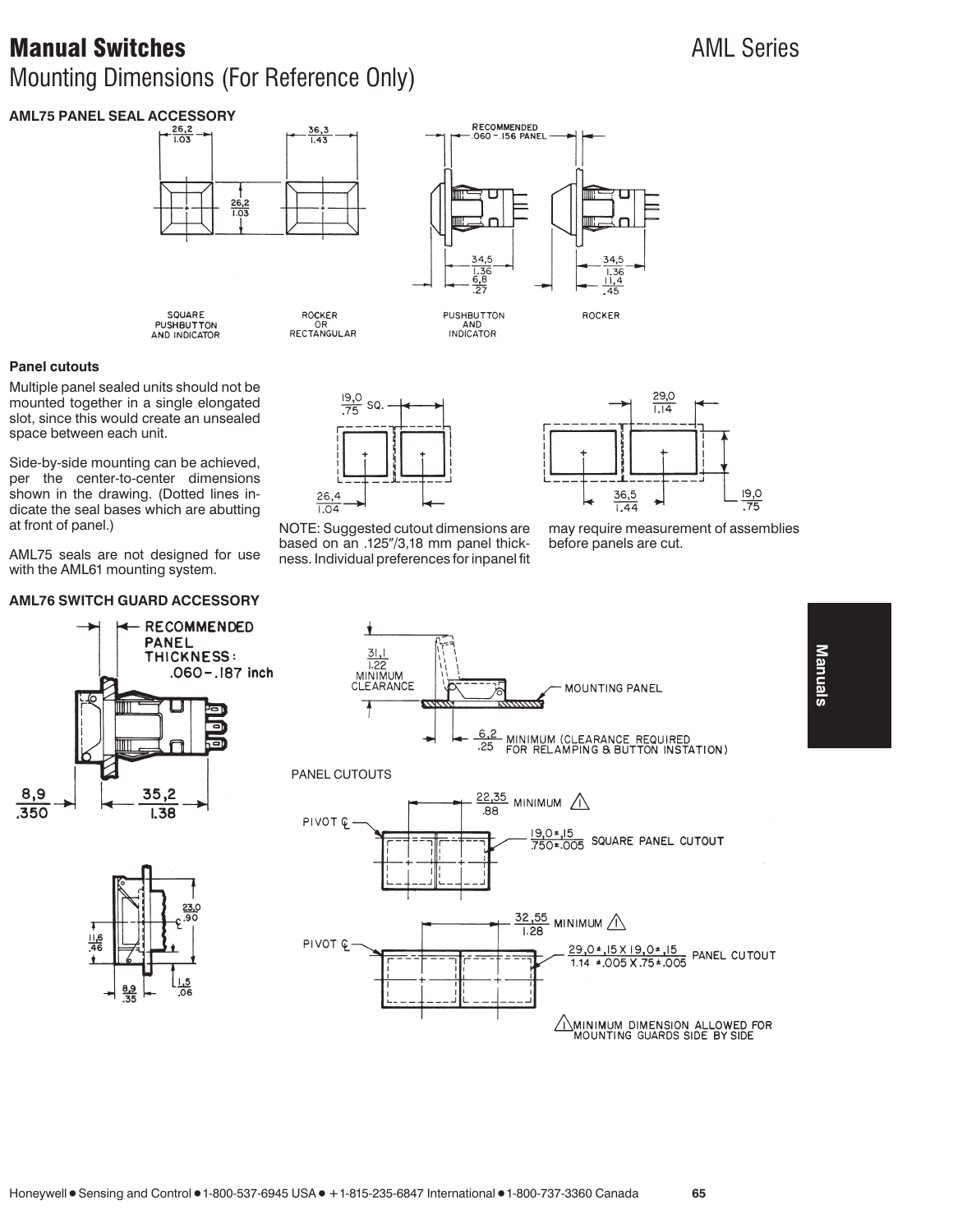# Manual Switches

AML Series

## Mounting Dimensions (For Reference Only)

### AML75 PANEL SEAL ACCESSORY

26,2
1.03

36,3
1.43

26,2
1.03

RECOMMENDED
.060 - .156 PANEL

34,5
1.36
6,8
.27

34,5
1.36
11,4
.45

SQUARE PUSHBUTTON AND INDICATOR

ROCKER OR RECTANGULAR

PUSHBUTTON AND INDICATOR

ROCKER

**Panel cutouts**

Multiple panel sealed units should not be mounted together in a single elongated slot, since this would create an unsealed space between each unit.

Side-by-side mounting can be achieved, per the center-to-center dimensions shown in the drawing. (Dotted lines indicate the seal bases which are abutting at front of panel.)

AML75 seals are not designed for use with the AML61 mounting system.

19,0
.75 SQ.

26,4
1.04

29,0
1.14

36,5
1.44

19,0
.75

NOTE: Suggested cutout dimensions are based on an .125"/3,18 mm panel thickness. Individual preferences for inpanel fit may require measurement of assemblies before panels are cut.

### AML76 SWITCH GUARD ACCESSORY

RECOMMENDED PANEL THICKNESS: .060-.187 inch

8,9
.350

35,2
1.38

23,0
.90

11,6
.46

8,9
.35

1,5
.06

31,1
1.22
MINIMUM CLEARANCE

MOUNTING PANEL

6,2
.25 MINIMUM (CLEARANCE REQUIRED FOR RELAMPING & BUTTON INSTATION)

PANEL CUTOUTS

22,35
.88 MINIMUM ⚠1

PIVOT ℄

19,0±,15
.750±.005 SQUARE PANEL CUTOUT

32,55
1.28 MINIMUM ⚠1

PIVOT ℄

29,0±,15 X 19,0±,15
1.14 ±.005 X .75±.005 PANEL CUTOUT

⚠1 MINIMUM DIMENSION ALLOWED FOR MOUNTING GUARDS SIDE BY SIDE

Manuals